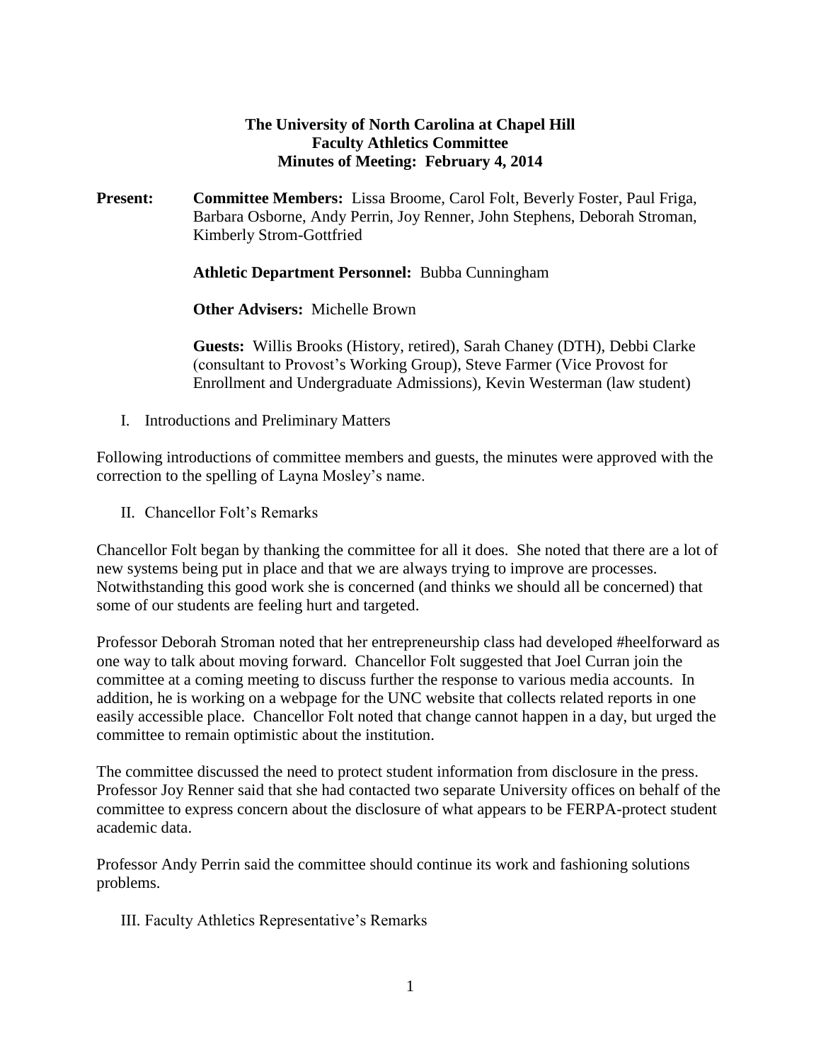**The University of North Carolina at Chapel Hill**
**Faculty Athletics Committee**
**Minutes of Meeting: February 4, 2014**

**Present:** **Committee Members:** Lissa Broome, Carol Folt, Beverly Foster, Paul Friga, Barbara Osborne, Andy Perrin, Joy Renner, John Stephens, Deborah Stroman, Kimberly Strom-Gottfried

**Athletic Department Personnel:** Bubba Cunningham

**Other Advisers:** Michelle Brown

**Guests:** Willis Brooks (History, retired), Sarah Chaney (DTH), Debbi Clarke (consultant to Provost's Working Group), Steve Farmer (Vice Provost for Enrollment and Undergraduate Admissions), Kevin Westerman (law student)

I. Introductions and Preliminary Matters

Following introductions of committee members and guests, the minutes were approved with the correction to the spelling of Layna Mosley's name.

II. Chancellor Folt's Remarks

Chancellor Folt began by thanking the committee for all it does. She noted that there are a lot of new systems being put in place and that we are always trying to improve are processes. Notwithstanding this good work she is concerned (and thinks we should all be concerned) that some of our students are feeling hurt and targeted.

Professor Deborah Stroman noted that her entrepreneurship class had developed #heelforward as one way to talk about moving forward. Chancellor Folt suggested that Joel Curran join the committee at a coming meeting to discuss further the response to various media accounts. In addition, he is working on a webpage for the UNC website that collects related reports in one easily accessible place. Chancellor Folt noted that change cannot happen in a day, but urged the committee to remain optimistic about the institution.

The committee discussed the need to protect student information from disclosure in the press. Professor Joy Renner said that she had contacted two separate University offices on behalf of the committee to express concern about the disclosure of what appears to be FERPA-protect student academic data.

Professor Andy Perrin said the committee should continue its work and fashioning solutions problems.

III. Faculty Athletics Representative's Remarks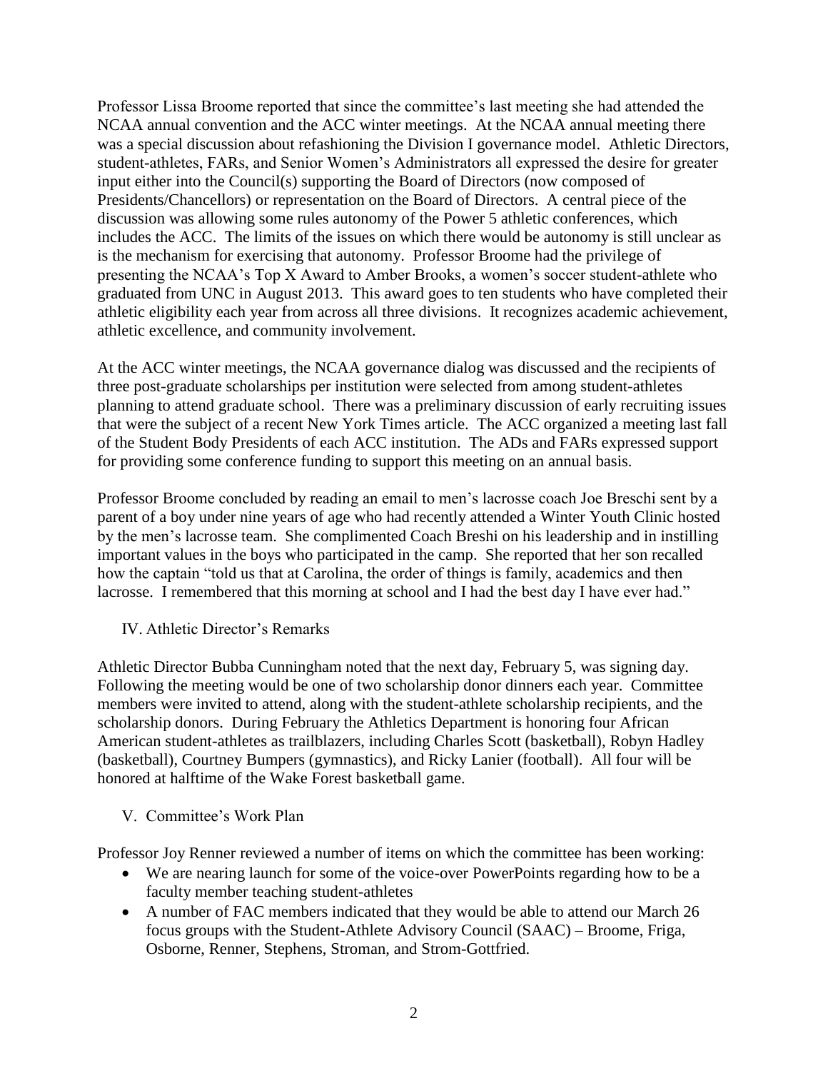Professor Lissa Broome reported that since the committee's last meeting she had attended the NCAA annual convention and the ACC winter meetings. At the NCAA annual meeting there was a special discussion about refashioning the Division I governance model. Athletic Directors, student-athletes, FARs, and Senior Women's Administrators all expressed the desire for greater input either into the Council(s) supporting the Board of Directors (now composed of Presidents/Chancellors) or representation on the Board of Directors. A central piece of the discussion was allowing some rules autonomy of the Power 5 athletic conferences, which includes the ACC. The limits of the issues on which there would be autonomy is still unclear as is the mechanism for exercising that autonomy. Professor Broome had the privilege of presenting the NCAA's Top X Award to Amber Brooks, a women's soccer student-athlete who graduated from UNC in August 2013. This award goes to ten students who have completed their athletic eligibility each year from across all three divisions. It recognizes academic achievement, athletic excellence, and community involvement.

At the ACC winter meetings, the NCAA governance dialog was discussed and the recipients of three post-graduate scholarships per institution were selected from among student-athletes planning to attend graduate school. There was a preliminary discussion of early recruiting issues that were the subject of a recent New York Times article. The ACC organized a meeting last fall of the Student Body Presidents of each ACC institution. The ADs and FARs expressed support for providing some conference funding to support this meeting on an annual basis.

Professor Broome concluded by reading an email to men's lacrosse coach Joe Breschi sent by a parent of a boy under nine years of age who had recently attended a Winter Youth Clinic hosted by the men's lacrosse team. She complimented Coach Breshi on his leadership and in instilling important values in the boys who participated in the camp. She reported that her son recalled how the captain "told us that at Carolina, the order of things is family, academics and then lacrosse. I remembered that this morning at school and I had the best day I have ever had."

## IV. Athletic Director's Remarks

Athletic Director Bubba Cunningham noted that the next day, February 5, was signing day. Following the meeting would be one of two scholarship donor dinners each year. Committee members were invited to attend, along with the student-athlete scholarship recipients, and the scholarship donors. During February the Athletics Department is honoring four African American student-athletes as trailblazers, including Charles Scott (basketball), Robyn Hadley (basketball), Courtney Bumpers (gymnastics), and Ricky Lanier (football). All four will be honored at halftime of the Wake Forest basketball game.

## V. Committee's Work Plan

Professor Joy Renner reviewed a number of items on which the committee has been working:

- We are nearing launch for some of the voice-over PowerPoints regarding how to be a faculty member teaching student-athletes
- A number of FAC members indicated that they would be able to attend our March 26 focus groups with the Student-Athlete Advisory Council (SAAC) – Broome, Friga, Osborne, Renner, Stephens, Stroman, and Strom-Gottfried.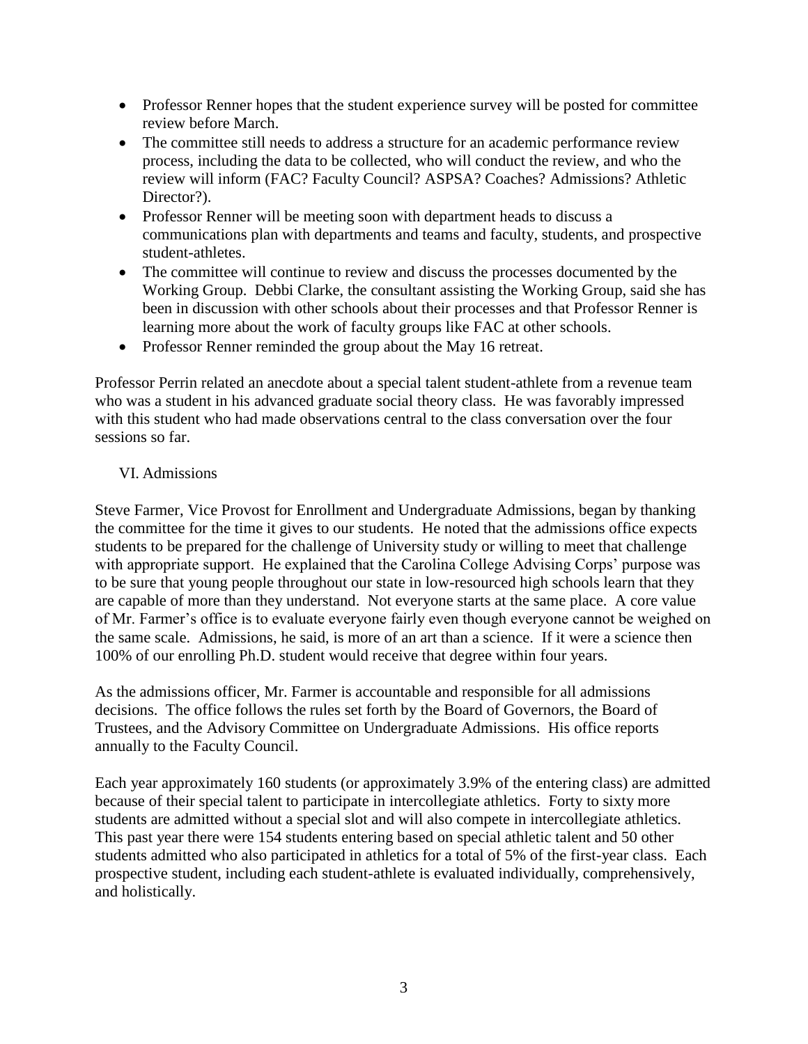- Professor Renner hopes that the student experience survey will be posted for committee review before March.
- The committee still needs to address a structure for an academic performance review process, including the data to be collected, who will conduct the review, and who the review will inform (FAC? Faculty Council? ASPSA? Coaches? Admissions? Athletic Director?).
- Professor Renner will be meeting soon with department heads to discuss a communications plan with departments and teams and faculty, students, and prospective student-athletes.
- The committee will continue to review and discuss the processes documented by the Working Group. Debbi Clarke, the consultant assisting the Working Group, said she has been in discussion with other schools about their processes and that Professor Renner is learning more about the work of faculty groups like FAC at other schools.
- Professor Renner reminded the group about the May 16 retreat.

Professor Perrin related an anecdote about a special talent student-athlete from a revenue team who was a student in his advanced graduate social theory class. He was favorably impressed with this student who had made observations central to the class conversation over the four sessions so far.

## VI. Admissions

Steve Farmer, Vice Provost for Enrollment and Undergraduate Admissions, began by thanking the committee for the time it gives to our students. He noted that the admissions office expects students to be prepared for the challenge of University study or willing to meet that challenge with appropriate support. He explained that the Carolina College Advising Corps' purpose was to be sure that young people throughout our state in low-resourced high schools learn that they are capable of more than they understand. Not everyone starts at the same place. A core value of Mr. Farmer's office is to evaluate everyone fairly even though everyone cannot be weighed on the same scale. Admissions, he said, is more of an art than a science. If it were a science then 100% of our enrolling Ph.D. student would receive that degree within four years.

As the admissions officer, Mr. Farmer is accountable and responsible for all admissions decisions. The office follows the rules set forth by the Board of Governors, the Board of Trustees, and the Advisory Committee on Undergraduate Admissions. His office reports annually to the Faculty Council.

Each year approximately 160 students (or approximately 3.9% of the entering class) are admitted because of their special talent to participate in intercollegiate athletics. Forty to sixty more students are admitted without a special slot and will also compete in intercollegiate athletics. This past year there were 154 students entering based on special athletic talent and 50 other students admitted who also participated in athletics for a total of 5% of the first-year class. Each prospective student, including each student-athlete is evaluated individually, comprehensively, and holistically.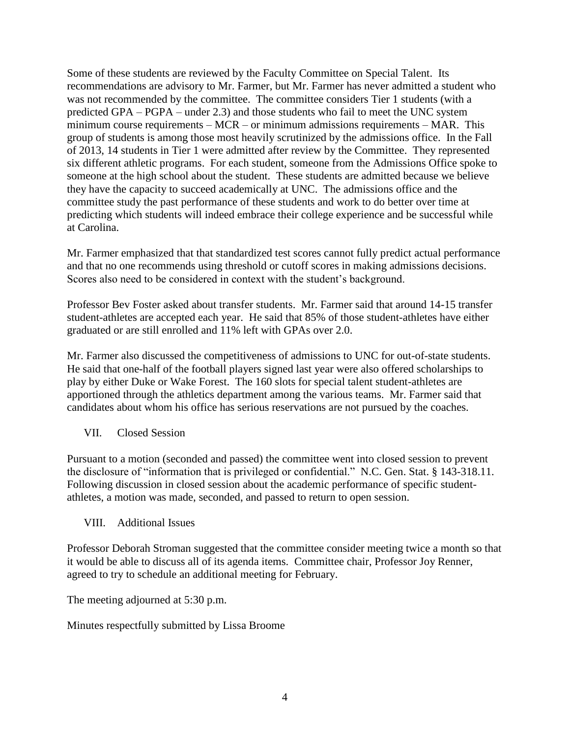Some of these students are reviewed by the Faculty Committee on Special Talent. Its recommendations are advisory to Mr. Farmer, but Mr. Farmer has never admitted a student who was not recommended by the committee. The committee considers Tier 1 students (with a predicted GPA – PGPA – under 2.3) and those students who fail to meet the UNC system minimum course requirements – MCR – or minimum admissions requirements – MAR. This group of students is among those most heavily scrutinized by the admissions office. In the Fall of 2013, 14 students in Tier 1 were admitted after review by the Committee. They represented six different athletic programs. For each student, someone from the Admissions Office spoke to someone at the high school about the student. These students are admitted because we believe they have the capacity to succeed academically at UNC. The admissions office and the committee study the past performance of these students and work to do better over time at predicting which students will indeed embrace their college experience and be successful while at Carolina.

Mr. Farmer emphasized that that standardized test scores cannot fully predict actual performance and that no one recommends using threshold or cutoff scores in making admissions decisions. Scores also need to be considered in context with the student's background.

Professor Bev Foster asked about transfer students. Mr. Farmer said that around 14-15 transfer student-athletes are accepted each year. He said that 85% of those student-athletes have either graduated or are still enrolled and 11% left with GPAs over 2.0.

Mr. Farmer also discussed the competitiveness of admissions to UNC for out-of-state students. He said that one-half of the football players signed last year were also offered scholarships to play by either Duke or Wake Forest. The 160 slots for special talent student-athletes are apportioned through the athletics department among the various teams. Mr. Farmer said that candidates about whom his office has serious reservations are not pursued by the coaches.

## VII. Closed Session

Pursuant to a motion (seconded and passed) the committee went into closed session to prevent the disclosure of "information that is privileged or confidential." N.C. Gen. Stat. § 143-318.11. Following discussion in closed session about the academic performance of specific student-athletes, a motion was made, seconded, and passed to return to open session.

## VIII. Additional Issues

Professor Deborah Stroman suggested that the committee consider meeting twice a month so that it would be able to discuss all of its agenda items. Committee chair, Professor Joy Renner, agreed to try to schedule an additional meeting for February.

The meeting adjourned at 5:30 p.m.

Minutes respectfully submitted by Lissa Broome